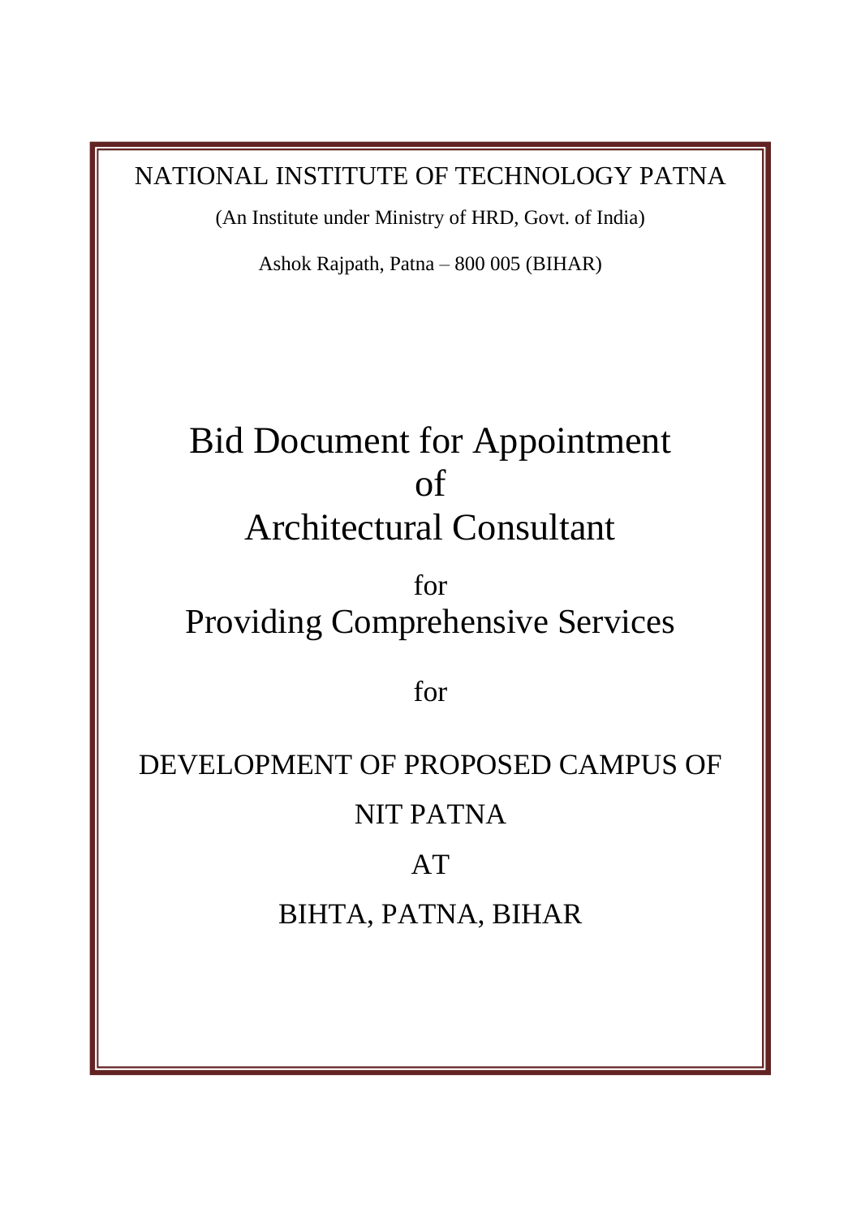NATIONAL INSTITUTE OF TECHNOLOGY PATNA

(An Institute under Ministry of HRD, Govt. of India)

Ashok Rajpath, Patna – 800 005 (BIHAR)

# Bid Document for Appointment of Architectural Consultant

for

# Providing Comprehensive Services

for

## DEVELOPMENT OF PROPOSED CAMPUS OF NIT PATNA AT BIHTA, PATNA, BIHAR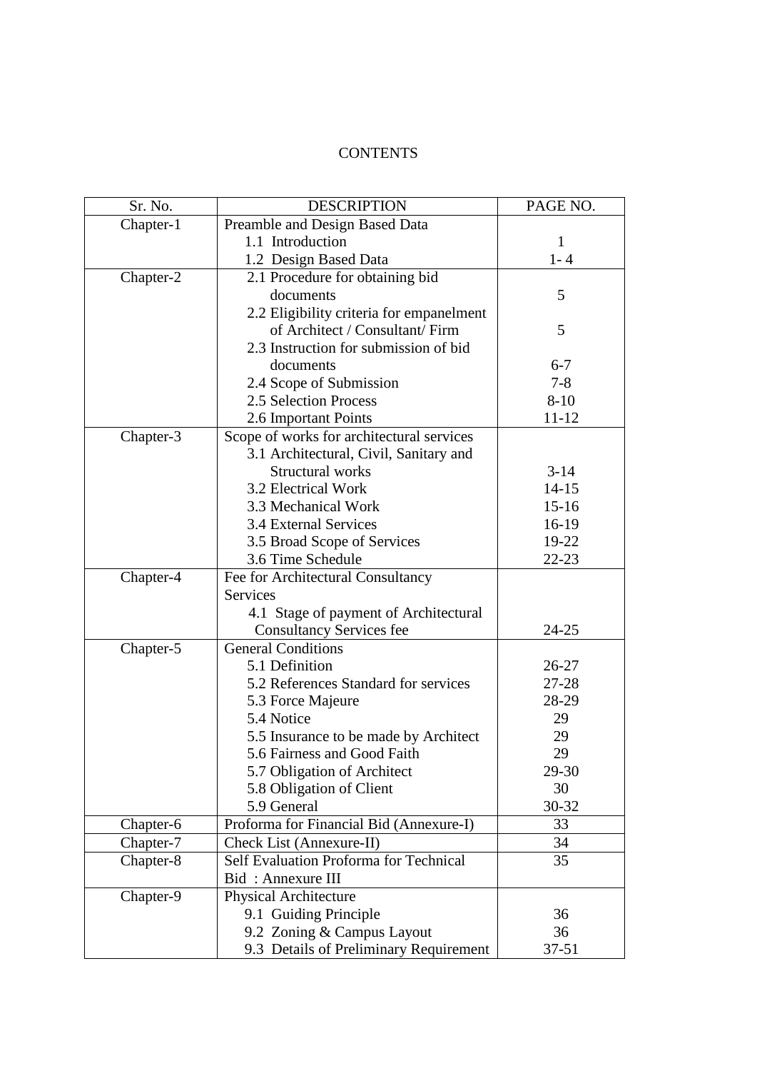CONTENTS

| Sr. No. | DESCRIPTION | PAGE NO. |
|---|---|---|
| Chapter-1 | Preamble and Design Based Data<br>1.1 Introduction<br>1.2 Design Based Data | <br>1<br>1- 4 |
| Chapter-2 | 2.1 Procedure for obtaining bid documents<br>2.2 Eligibility criteria for empanelment of Architect / Consultant/ Firm<br>2.3 Instruction for submission of bid documents<br>2.4 Scope of Submission<br>2.5 Selection Process<br>2.6 Important Points | 5<br>5<br>6-7<br>7-8<br>8-10<br>11-12 |
| Chapter-3 | Scope of works for architectural services<br>3.1 Architectural, Civil, Sanitary and Structural works<br>3.2 Electrical Work<br>3.3 Mechanical Work<br>3.4 External Services<br>3.5 Broad Scope of Services<br>3.6 Time Schedule | <br>3-14<br>14-15<br>15-16<br>16-19<br>19-22<br>22-23 |
| Chapter-4 | Fee for Architectural Consultancy Services<br>4.1 Stage of payment of Architectural Consultancy Services fee | <br>24-25 |
| Chapter-5 | General Conditions<br>5.1 Definition<br>5.2 References Standard for services<br>5.3 Force Majeure<br>5.4 Notice<br>5.5 Insurance to be made by Architect<br>5.6 Fairness and Good Faith<br>5.7 Obligation of Architect<br>5.8 Obligation of Client<br>5.9 General | <br>26-27<br>27-28<br>28-29<br>29<br>29<br>29<br>29-30<br>30<br>30-32 |
| Chapter-6 | Proforma for Financial Bid (Annexure-I) | 33 |
| Chapter-7 | Check List (Annexure-II) | 34 |
| Chapter-8 | Self Evaluation Proforma for Technical Bid : Annexure III | 35 |
| Chapter-9 | Physical Architecture<br>9.1 Guiding Principle<br>9.2 Zoning & Campus Layout<br>9.3 Details of Preliminary Requirement | <br>36<br>36<br>37-51 |